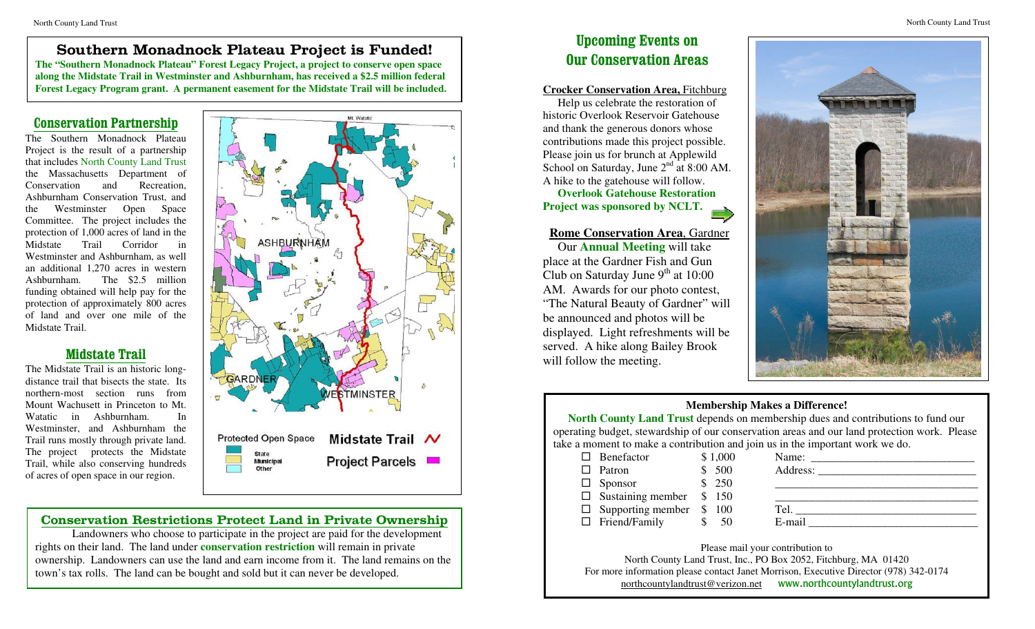# Southern Monadnock Plateau Project is Funded!

**The "Southern Monadnock Plateau" Forest Legacy Project, a project to conserve open space along the Midstate Trail in Westminster and Ashburnham, has received a $2.5 million federal Forest Legacy Program grant. A permanent easement for the Midstate Trail will be included.**

## Conservation Partnership

The Southern Monadnock Plateau Project is the result of a partnership that includes North County Land Trust the Massachusetts Department of Conservation and Recreation, Ashburnham Conservation Trust, and the Westminster Open Space Committee. The project includes the protection of 1,000 acres of land in the Midstate Trail Corridor in Westminster and Ashburnham, as well an additional 1,270 acres in western Ashburnham. The $2.5 million funding obtained will help pay for the protection of approximately 800 acres of land and over one mile of the Midstate Trail.

## Midstate Trail

The Midstate Trail is an historic long-distance trail that bisects the state. Its northern-most section runs from Mount Wachusett in Princeton to Mt. Watatic in Ashburnham. In Westminster, and Ashburnham the Trail runs mostly through private land. The project protects the Midstate Trail, while also conserving hundreds of acres of open space in our region.

## Conservation Restrictions Protect Land in Private Ownership

Landowners who choose to participate in the project are paid for the development rights on their land. The land under **conservation restriction** will remain in private ownership. Landowners can use the land and earn income from it. The land remains on the town's tax rolls. The land can be bought and sold but it can never be developed.

## Upcoming Events on Our Conservation Areas

**Crocker Conservation Area,** Fitchburg

Help us celebrate the restoration of historic Overlook Reservoir Gatehouse and thank the generous donors whose contributions made this project possible. Please join us for brunch at Applewild School on Saturday, June 2nd at 8:00 AM. A hike to the gatehouse will follow.

**Overlook Gatehouse Restoration Project was sponsored by NCLT.**

**Rome Conservation Area**, Gardner

Our **Annual Meeting** will take place at the Gardner Fish and Gun Club on Saturday June 9th at 10:00 AM. Awards for our photo contest, "The Natural Beauty of Gardner" will be announced and photos will be displayed. Light refreshments will be served. A hike along Bailey Brook will follow the meeting.

### Membership Makes a Difference!

**North County Land Trust** depends on membership dues and contributions to fund our operating budget, stewardship of our conservation areas and our land protection work. Please take a moment to make a contribution and join us in the important work we do.

| | | |
|---|---|---|
| ☐ Benefactor | $ 1,000 | Name: ____________ |
| ☐ Patron | $ 500 | Address: ____________ |
| ☐ Sponsor | $ 250 | ____________ |
| ☐ Sustaining member | $ 150 | ____________ |
| ☐ Supporting member | $ 100 | Tel. ____________ |
| ☐ Friend/Family | $ 50 | E-mail ____________ |

Please mail your contribution to
North County Land Trust, Inc., PO Box 2052, Fitchburg, MA 01420
For more information please contact Janet Morrison, Executive Director (978) 342-0174
northcountylandtrust@verizon.net www.northcountylandtrust.org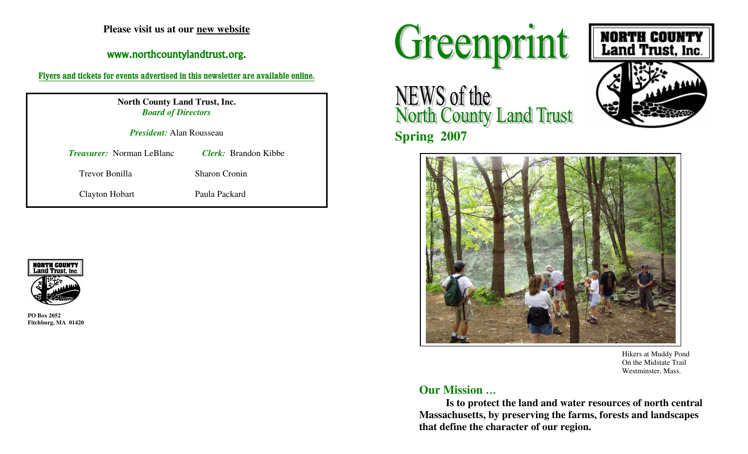**Please visit us at our new website**

**www.northcountylandtrust.org.**

**Flyers and tickets for events advertised in this newsletter are available online.**

**North County Land Trust, Inc.**
***Board of Directors***

*President:* Alan Rousseau

| | |
|---|---|
| *Treasurer:* Norman LeBlanc | *Clerk:* Brandon Kibbe |
| Trevor Bonilla | Sharon Cronin |
| Clayton Hobart | Paula Packard |

NORTH COUNTY Land Trust, Inc.

**PO Box 2052**
**Fitchburg, MA 01420**

# Greenprint

## NEWS of the North County Land Trust

**Spring 2007**

NORTH COUNTY Land Trust, Inc.

Hikers at Muddy Pond
On the Midstate Trail
Westminster, Mass.

## Our Mission …

**Is to protect the land and water resources of north central Massachusetts, by preserving the farms, forests and landscapes that define the character of our region.**